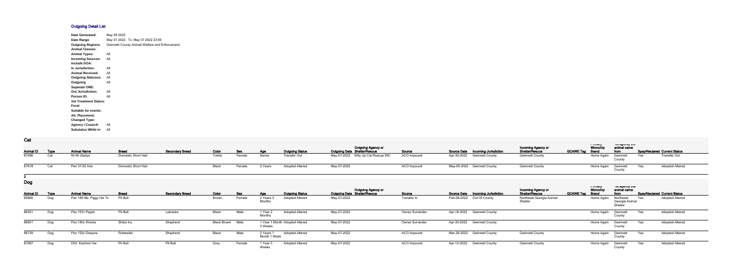# Outgoing Detail List

| | |
|---|---|
| **Date Generated:** | May 09 2022 |
| **Date Range** | May 07 2022 To May 07 2022 23:59 |
| **Outgoing Regions:** | Gwinnett County Animal Welfare and Enforcement |
| **Animal Classes:** | |
| **Animal Types:** | All |
| **Incoming Sources:** | All |
| **Include DOA:** | |
| **In Jurisdiction:** | All |
| **Animal Received:** | All |
| **Outgoing Statuses:** | All |
| **Outgoing** | All |
| **Separate ORE:** | |
| **Out Jurisdiction:** | All |
| **Person ID:** | All |
| **Vet Treatment Status:** | |
| **Feral:** | |
| **Suitable for events:** | |
| **Alt. Placement:** | |
| **Changed Type:** | |
| **Agency / Council:** | All |
| **Substatus While In** | All |

## Cat

| Animal ID | Type | Animal Name | Breed | Secondary Breed | Color | Sex | Age | Outgoing Status | Outgoing Date | Outgoing Agency or Shelter/Rescue | Source | Source Date | Incoming Jurisdiction | Incoming Agency or Shelter/Rescue | GCAWE Tag | Primary Microchip Brand | 1st agency the animal came from | Spay/Neutered | Current Status |
|---|---|---|---|---|---|---|---|---|---|---|---|---|---|---|---|---|---|---|---|
| 87496 | Cat | Nf 46 Gladys | Domestic Short Hair | | Torbie | Female | Senior | Transfer Out | May-07-2022 | Kitty Up Cat Rescue INC | ACO Impound | Apr-30-2022 | Gwinnett County | Gwinnett County | | Home Again | Gwinnett County | Yes | Transfer Out |
| 87618 | Cat | Pen 31/32 Arie | Domestic Short Hair | | Black | Female | 2 Years | Adopted Altered | May-07-2022 | | ACO Impound | May-05-2022 | Gwinnett County | Gwinnett County | | Home Again | Gwinnett County | Yes | Adopted Altered |

**2**

## Dog

| Animal ID | Type | Animal Name | Breed | Secondary Breed | Color | Sex | Age | Outgoing Status | Outgoing Date | Outgoing Agency or Shelter/Rescue | Source | Source Date | Incoming Jurisdiction | Incoming Agency or Shelter/Rescue | GCAWE Tag | Primary Microchip Brand | 1st agency the animal came from | Spay/Neutered | Current Status |
|---|---|---|---|---|---|---|---|---|---|---|---|---|---|---|---|---|---|---|---|
| 85866 | Dog | Pen 189 Ms. Piggy Hw Tx | Pit Bull | | Brown | Female | 2 Years 3 Months | Adopted Altered | May-07-2022 | | Transfer In | Feb-08-2022 | Out Of County | Northeast Georgia Animal Shelter | | Home Again | Northeast Georgia Animal Shelter | Yes | Adopted Altered |
| 86301 | Dog | Pen 197c Pippin | Pit Bull | Labrador | Black | Male | 1 Year 2 Months | Adopted Altered | May-07-2022 | | Owner Surrender | Apr-18-2022 | Gwinnett County | | | Home Again | Gwinnett County | Yes | Adopted Altered |
| 86601 | Dog | Pen 180c Wonka | Shiba Inu | Shepherd | Black Brown | Male | 1 Year 1 Month 2 Weeks | Adopted Altered | May-07-2022 | | Owner Surrender | Apr-30-2022 | Gwinnett County | | | Home Again | Gwinnett County | Yes | Adopted Altered |
| 86729 | Dog | Pen 152c Dwayne | Rottweiler | Shepherd | Black | Male | 2 Years 1 Month 1 Week | Adopted Altered | May-07-2022 | | ACO Impound | Mar-26-2022 | Gwinnett County | Gwinnett County | | Home Again | Gwinnett County | Yes | Adopted Altered |
| 87087 | Dog | Dh5 Kashmir Hw | Pit Bull | Pit Bull | Grey | Female | 1 Year 3 Weeks | Adopted Altered | May-07-2022 | | ACO Impound | Apr-12-2022 | Gwinnett County | Gwinnett County | | Home Again | Gwinnett County | Yes | Adopted Altered |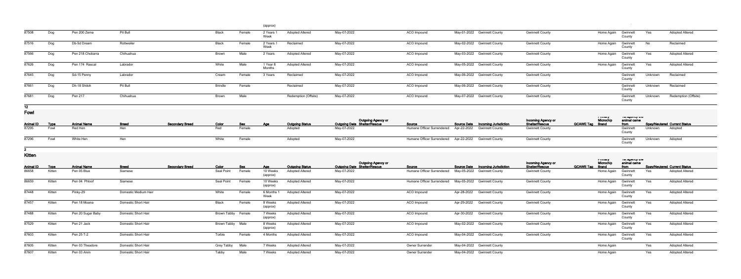| | | | | | | | (approx) | | | | | | | | | | | |
|---|---|---|---|---|---|---|---|---|---|---|---|---|---|---|---|---|---|---|
| 87508 | Dog | Pen 200 Zema | Pit Bull | | Black | Female | 2 Years 1 Week | Adopted Altered | May-07-2022 | | ACO Impound | May-01-2022 | Gwinnett County | Gwinnett County | | Home Again | Gwinnett County | Yes | Adopted Altered |
| 87516 | Dog | Db-5d Dream | Rottweiler | | Black | Female | 2 Years 1 Week | Reclaimed | May-07-2022 | | ACO Impound | May-02-2022 | Gwinnett County | Gwinnett County | | Home Again | Gwinnett County | No | Reclaimed |
| 87566 | Dog | Pen 218 Chobarra | Chihuahua | | Brown | Male | 2 Years | Adopted Altered | May-07-2022 | | ACO Impound | May-03-2022 | Gwinnett County | Gwinnett County | | Home Again | Gwinnett County | Yes | Adopted Altered |
| 87626 | Dog | Pen 174 Rascal | Labrador | | White | Male | 1 Year 8 Months | Adopted Altered | May-07-2022 | | ACO Impound | May-05-2022 | Gwinnett County | Gwinnett County | | Home Again | Gwinnett County | Yes | Adopted Altered |
| 87645 | Dog | Sd-15 Penny | Labrador | | Cream | Female | 3 Years | Reclaimed | May-07-2022 | | ACO Impound | May-06-2022 | Gwinnett County | Gwinnett County | | | Gwinnett County | Unknown | Reclaimed |
| 87661 | Dog | Dh-18 Shiloh | Pit Bull | | Brindle | Female | | Reclaimed | May-07-2022 | | ACO Impound | May-06-2022 | Gwinnett County | Gwinnett County | | | Gwinnett County | Unknown | Reclaimed |
| 87681 | Dog | Pen 217 | Chihuahua | | Brown | Male | | Redemption (Offsite) | May-07-2022 | | ACO Impound | May-07-2022 | Gwinnett County | Gwinnett County | | | Gwinnett County | Unknown | Redemption (Offsite) |

**12**

## Fowl

| Animal ID | Type | Animal Name | Breed | Secondary Breed | Color | Sex | Age | Outgoing Status | Outgoing Date | Outgoing Agency or Shelter/Rescue | Source | Source Date | Incoming Jurisdiction | Incoming Agency or Shelter/Rescue | GCAWE Tag | Primary Microchip Brand | Ref agency the animal came from | Spay/Neutered | Current Status |
|---|---|---|---|---|---|---|---|---|---|---|---|---|---|---|---|---|---|---|---|
| 87295 | Fowl | Red Hen | Hen | | Red | Female | | Adopted | May-07-2022 | | Humane Officer Surrendered | Apr-22-2022 | Gwinnett County | Gwinnett County | | | Gwinnett County | Unknown | Adopted |
| 87296 | Fowl | White Hen | Hen | | White | Female | | Adopted | May-07-2022 | | Humane Officer Surrendered | Apr-22-2022 | Gwinnett County | Gwinnett County | | | Gwinnett County | Unknown | Adopted |

**2**

## Kitten

| Animal ID | Type | Animal Name | Breed | Secondary Breed | Color | Sex | Age | Outgoing Status | Outgoing Date | Outgoing Agency or Shelter/Rescue | Source | Source Date | Incoming Jurisdiction | Incoming Agency or Shelter/Rescue | GCAWE Tag | Primary Microchip Brand | Ref agency the animal came from | Spay/Neutered | Current Status |
|---|---|---|---|---|---|---|---|---|---|---|---|---|---|---|---|---|---|---|---|
| 86658 | Kitten | Pen 05 Blue | Siamese | | Seal Point | Female | 10 Weeks (approx) | Adopted Altered | May-07-2022 | | Humane Officer Surrendered | May-05-2022 | Gwinnett County | Gwinnett County | | Home Again | Gwinnett County | Yes | Adopted Altered |
| 86659 | Kitten | Pen 04 Phloof | Siamese | | Seal Point | Female | 10 Weeks (approx) | Adopted Altered | May-07-2022 | | Humane Officer Surrendered | May-05-2022 | Gwinnett County | Gwinnett County | | Home Again | Gwinnett County | Yes | Adopted Altered |
| 87448 | Kitten | Pinky-29 | Domestic Medium Hair | | White | Female | 6 Months 1 Week | Adopted Altered | May-07-2022 | | ACO Impound | Apr-28-2022 | Gwinnett County | Gwinnett County | | Home Again | Gwinnett County | Yes | Adopted Altered |
| 87457 | Kitten | Pen 18 Moana | Domestic Short Hair | | Black | Female | 8 Weeks (approx) | Adopted Altered | May-07-2022 | | ACO Impound | Apr-29-2022 | Gwinnett County | Gwinnett County | | Home Again | Gwinnett County | Yes | Adopted Altered |
| 87488 | Kitten | Pen 20 Sugar Baby | Domestic Short Hair | | Brown Tabby | Female | 7 Weeks (approx) | Adopted Altered | May-07-2022 | | ACO Impound | Apr-30-2022 | Gwinnett County | Gwinnett County | | Home Again | Gwinnett County | Yes | Adopted Altered |
| 87529 | Kitten | Pen 21 Jack | Domestic Short Hair | | Brown Tabby | Male | 8 Weeks (approx) | Adopted Altered | May-07-2022 | | ACO Impound | May-02-2022 | Gwinnett County | Gwinnett County | | Home Again | Gwinnett County | Yes | Adopted Altered |
| 87603 | Kitten | Pen 25 T-2 | Domestic Short Hair | | Torbie | Female | 4 Months | Adopted Altered | May-07-2022 | | ACO Impound | May-04-2022 | Gwinnett County | Gwinnett County | | Home Again | Gwinnett County | Yes | Adopted Altered |
| 87605 | Kitten | Pen 03 Theadore | Domestic Short Hair | | Grey Tabby | Male | 7 Weeks | Adopted Altered | May-07-2022 | | Owner Surrender | May-04-2022 | Gwinnett County | | | Home Again | | Yes | Adopted Altered |
| 87607 | Kitten | Pen 03 Alvin | Domestic Short Hair | | Tabby | Male | 7 Weeks | Adopted Altered | May-07-2022 | | Owner Surrender | May-04-2022 | Gwinnett County | | | Home Again | | Yes | Adopted Altered |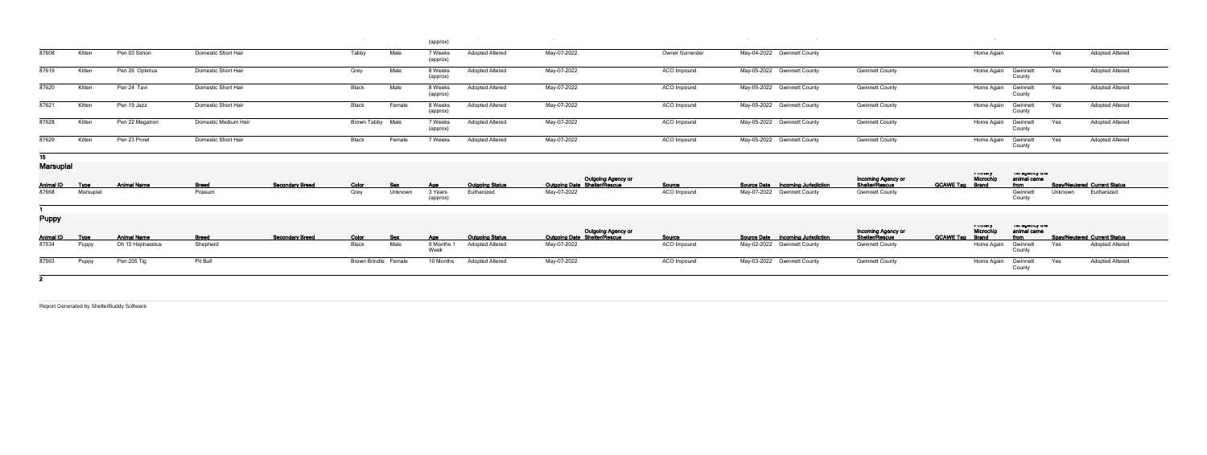| | | | | | | | | | | | | | | | | | | |
|---|---|---|---|---|---|---|---|---|---|---|---|---|---|---|---|---|---|---|
| | | | | | | | (approx) | | | | | | | | | | | |
| 87608 | Kitten | Pen 03 Simon | Domestic Short Hair | | Tabby | Male | 7 Weeks (approx) | Adopted Altered | May-07-2022 | Owner Surrender | May-04-2022 | Gwinnett County | | | Home Again | | Yes | Adopted Altered |
| 87619 | Kitten | Pen 26 Optimus | Domestic Short Hair | | Grey | Male | 8 Weeks (approx) | Adopted Altered | May-07-2022 | ACO Impound | May-05-2022 | Gwinnett County | Gwinnett County | | Home Again | Gwinnett County | Yes | Adopted Altered |
| 87620 | Kitten | Pen 24 Tavi | Domestic Short Hair | | Black | Male | 8 Weeks (approx) | Adopted Altered | May-07-2022 | ACO Impound | May-05-2022 | Gwinnett County | Gwinnett County | | Home Again | Gwinnett County | Yes | Adopted Altered |
| 87621 | Kitten | Pen 19 Jazz | Domestic Short Hair | | Black | Female | 8 Weeks (approx) | Adopted Altered | May-07-2022 | ACO Impound | May-05-2022 | Gwinnett County | Gwinnett County | | Home Again | Gwinnett County | Yes | Adopted Altered |
| 87628 | Kitten | Pen 22 Megatron | Domestic Medium Hair | | Brown Tabby | Male | 7 Weeks (approx) | Adopted Altered | May-07-2022 | ACO Impound | May-05-2022 | Gwinnett County | Gwinnett County | | Home Again | Gwinnett County | Yes | Adopted Altered |
| 87629 | Kitten | Pen 23 Prowl | Domestic Short Hair | | Black | Female | 7 Weeks | Adopted Altered | May-07-2022 | ACO Impound | May-05-2022 | Gwinnett County | Gwinnett County | | Home Again | Gwinnett County | Yes | Adopted Altered |

**15**

## Marsupial

| Animal ID | Type | Animal Name | Breed | Secondary Breed | Color | Sex | Age | Outgoing Status | Outgoing Date | Outgoing Agency or Shelter/Rescue | Source | Source Date | Incoming Jurisdiction | Incoming Agency or Shelter/Rescue | GCAWE Tag | Primary Microchip Brand | 1st agency the animal came from | Spay/Neutered | Current Status |
|---|---|---|---|---|---|---|---|---|---|---|---|---|---|---|---|---|---|---|---|
| 87668 | Marsupial | | Possum | | Grey | Unknown | 3 Years (approx) | Euthanized | May-07-2022 | | ACO Impound | May-07-2022 | Gwinnett County | Gwinnett County | | | Gwinnett County | Unknown | Euthanized |

**1**

## Puppy

| Animal ID | Type | Animal Name | Breed | Secondary Breed | Color | Sex | Age | Outgoing Status | Outgoing Date | Outgoing Agency or Shelter/Rescue | Source | Source Date | Incoming Jurisdiction | Incoming Agency or Shelter/Rescue | GCAWE Tag | Primary Microchip Brand | 1st agency the animal came from | Spay/Neutered | Current Status |
|---|---|---|---|---|---|---|---|---|---|---|---|---|---|---|---|---|---|---|---|
| 87534 | Puppy | Dh 15 Hephaestus | Shepherd | | Black | Male | 9 Months 1 Week | Adopted Altered | May-07-2022 | | ACO Impound | May-02-2022 | Gwinnett County | Gwinnett County | | Home Again | Gwinnett County | Yes | Adopted Altered |
| 87563 | Puppy | Pen 205 Tig | Pit Bull | | Brown Brindle | Female | 10 Months | Adopted Altered | May-07-2022 | | ACO Impound | May-03-2022 | Gwinnett County | Gwinnett County | | Home Again | Gwinnett County | Yes | Adopted Altered |

**2**

Report Generated by ShelterBuddy Software